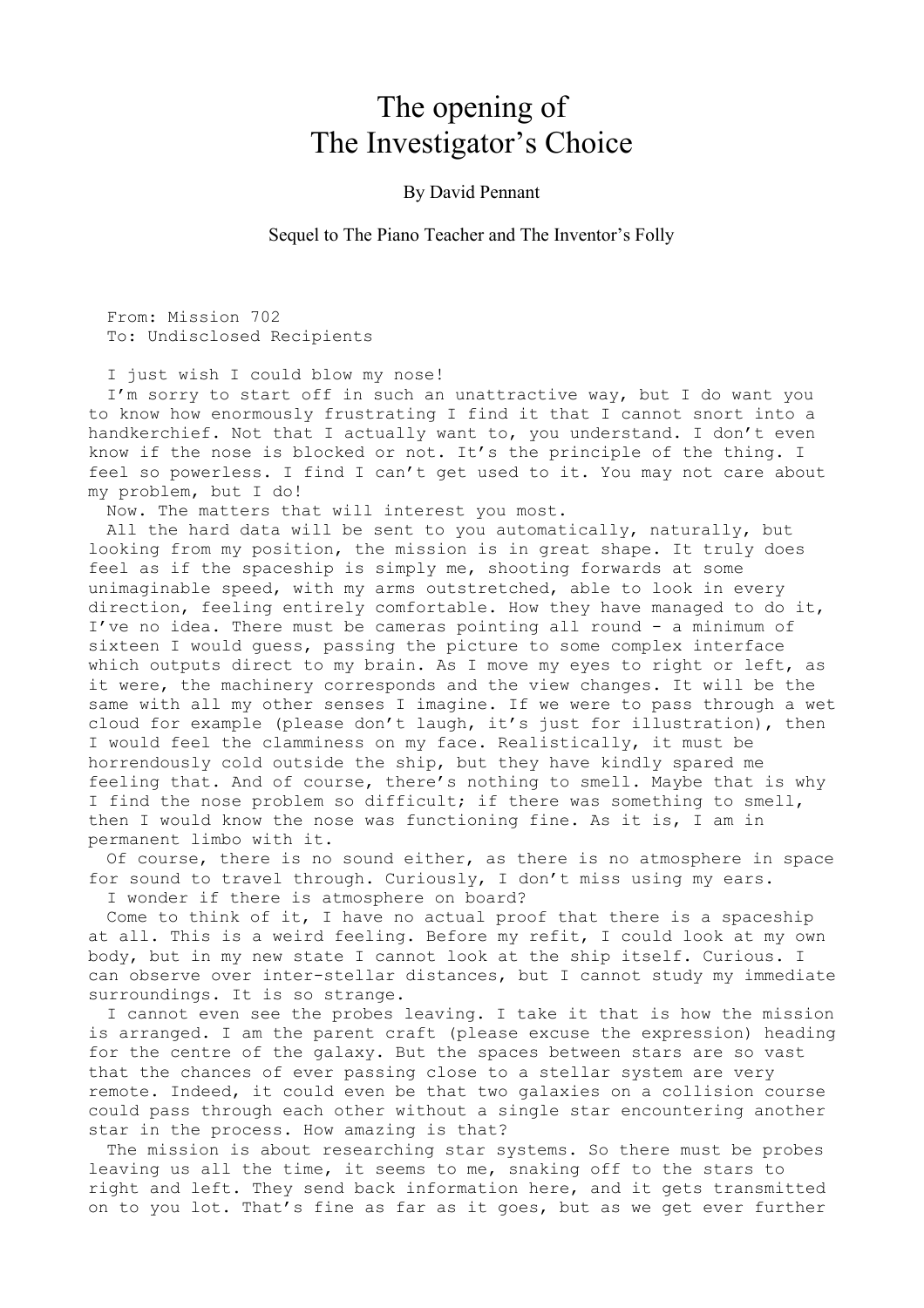# The opening of The Investigator's Choice

By David Pennant

Sequel to The Piano Teacher and The Inventor's Folly

From: Mission 702
To: Undisclosed Recipients

I just wish I could blow my nose!

I'm sorry to start off in such an unattractive way, but I do want you to know how enormously frustrating I find it that I cannot snort into a handkerchief. Not that I actually want to, you understand. I don't even know if the nose is blocked or not. It's the principle of the thing. I feel so powerless. I find I can't get used to it. You may not care about my problem, but I do!

Now. The matters that will interest you most.

All the hard data will be sent to you automatically, naturally, but looking from my position, the mission is in great shape. It truly does feel as if the spaceship is simply me, shooting forwards at some unimaginable speed, with my arms outstretched, able to look in every direction, feeling entirely comfortable. How they have managed to do it, I've no idea. There must be cameras pointing all round - a minimum of sixteen I would guess, passing the picture to some complex interface which outputs direct to my brain. As I move my eyes to right or left, as it were, the machinery corresponds and the view changes. It will be the same with all my other senses I imagine. If we were to pass through a wet cloud for example (please don't laugh, it's just for illustration), then I would feel the clamminess on my face. Realistically, it must be horrendously cold outside the ship, but they have kindly spared me feeling that. And of course, there's nothing to smell. Maybe that is why I find the nose problem so difficult; if there was something to smell, then I would know the nose was functioning fine. As it is, I am in permanent limbo with it.

Of course, there is no sound either, as there is no atmosphere in space for sound to travel through. Curiously, I don't miss using my ears.

I wonder if there is atmosphere on board?

Come to think of it, I have no actual proof that there is a spaceship at all. This is a weird feeling. Before my refit, I could look at my own body, but in my new state I cannot look at the ship itself. Curious. I can observe over inter-stellar distances, but I cannot study my immediate surroundings. It is so strange.

I cannot even see the probes leaving. I take it that is how the mission is arranged. I am the parent craft (please excuse the expression) heading for the centre of the galaxy. But the spaces between stars are so vast that the chances of ever passing close to a stellar system are very remote. Indeed, it could even be that two galaxies on a collision course could pass through each other without a single star encountering another star in the process. How amazing is that?

The mission is about researching star systems. So there must be probes leaving us all the time, it seems to me, snaking off to the stars to right and left. They send back information here, and it gets transmitted on to you lot. That's fine as far as it goes, but as we get ever further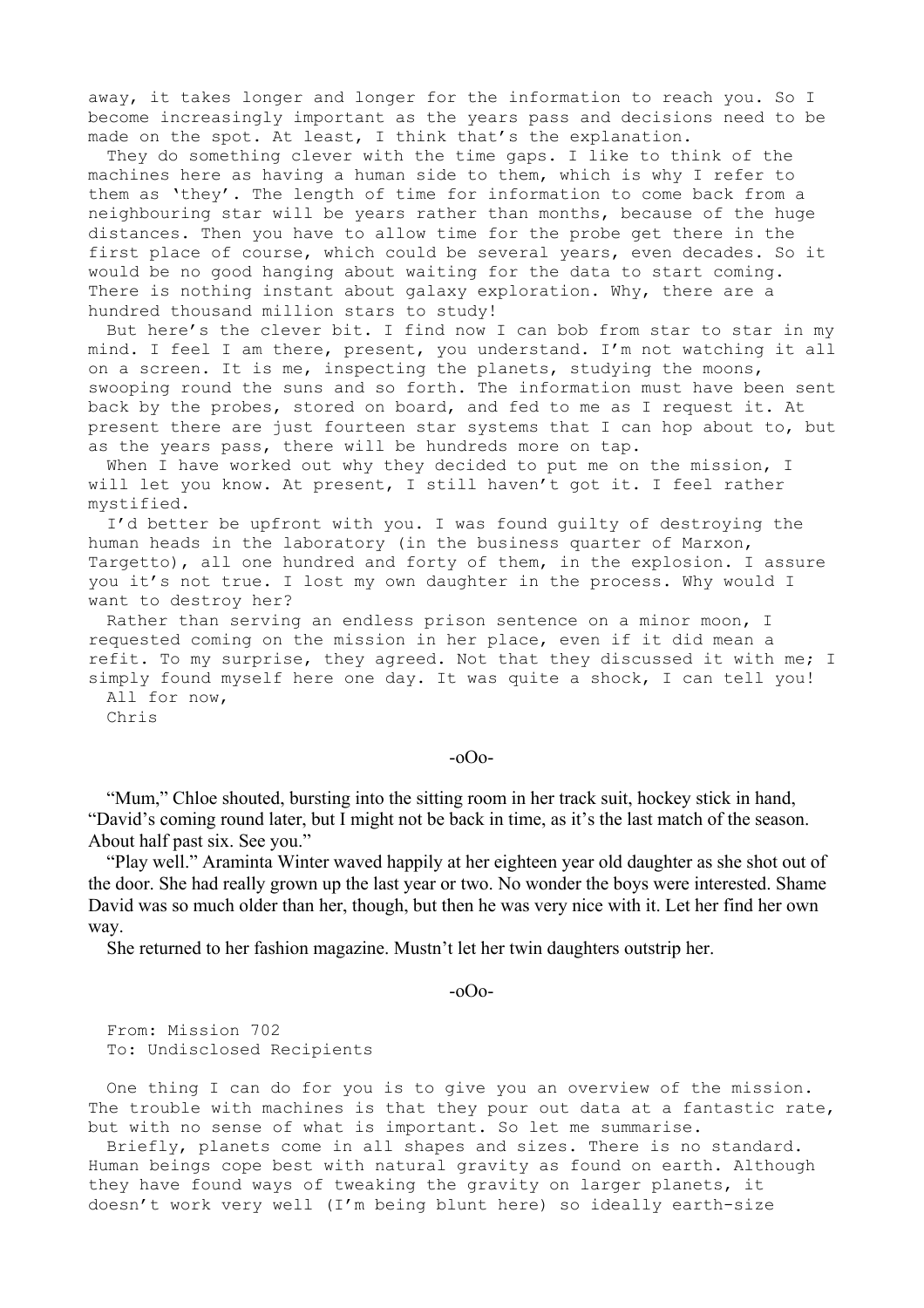away, it takes longer and longer for the information to reach you. So I become increasingly important as the years pass and decisions need to be made on the spot. At least, I think that's the explanation.

They do something clever with the time gaps. I like to think of the machines here as having a human side to them, which is why I refer to them as 'they'. The length of time for information to come back from a neighbouring star will be years rather than months, because of the huge distances. Then you have to allow time for the probe get there in the first place of course, which could be several years, even decades. So it would be no good hanging about waiting for the data to start coming. There is nothing instant about galaxy exploration. Why, there are a hundred thousand million stars to study!

But here's the clever bit. I find now I can bob from star to star in my mind. I feel I am there, present, you understand. I'm not watching it all on a screen. It is me, inspecting the planets, studying the moons, swooping round the suns and so forth. The information must have been sent back by the probes, stored on board, and fed to me as I request it. At present there are just fourteen star systems that I can hop about to, but as the years pass, there will be hundreds more on tap.

When I have worked out why they decided to put me on the mission, I will let you know. At present, I still haven't got it. I feel rather mystified.

I'd better be upfront with you. I was found guilty of destroying the human heads in the laboratory (in the business quarter of Marxon, Targetto), all one hundred and forty of them, in the explosion. I assure you it's not true. I lost my own daughter in the process. Why would I want to destroy her?

Rather than serving an endless prison sentence on a minor moon, I requested coming on the mission in her place, even if it did mean a refit. To my surprise, they agreed. Not that they discussed it with me; I simply found myself here one day. It was quite a shock, I can tell you!

All for now,

Chris

-oOo-

"Mum," Chloe shouted, bursting into the sitting room in her track suit, hockey stick in hand, "David's coming round later, but I might not be back in time, as it's the last match of the season. About half past six. See you."

"Play well." Araminta Winter waved happily at her eighteen year old daughter as she shot out of the door. She had really grown up the last year or two. No wonder the boys were interested. Shame David was so much older than her, though, but then he was very nice with it. Let her find her own way.

She returned to her fashion magazine. Mustn't let her twin daughters outstrip her.

-oOo-

From: Mission 702
To: Undisclosed Recipients

One thing I can do for you is to give you an overview of the mission. The trouble with machines is that they pour out data at a fantastic rate, but with no sense of what is important. So let me summarise.

Briefly, planets come in all shapes and sizes. There is no standard. Human beings cope best with natural gravity as found on earth. Although they have found ways of tweaking the gravity on larger planets, it doesn't work very well (I'm being blunt here) so ideally earth-size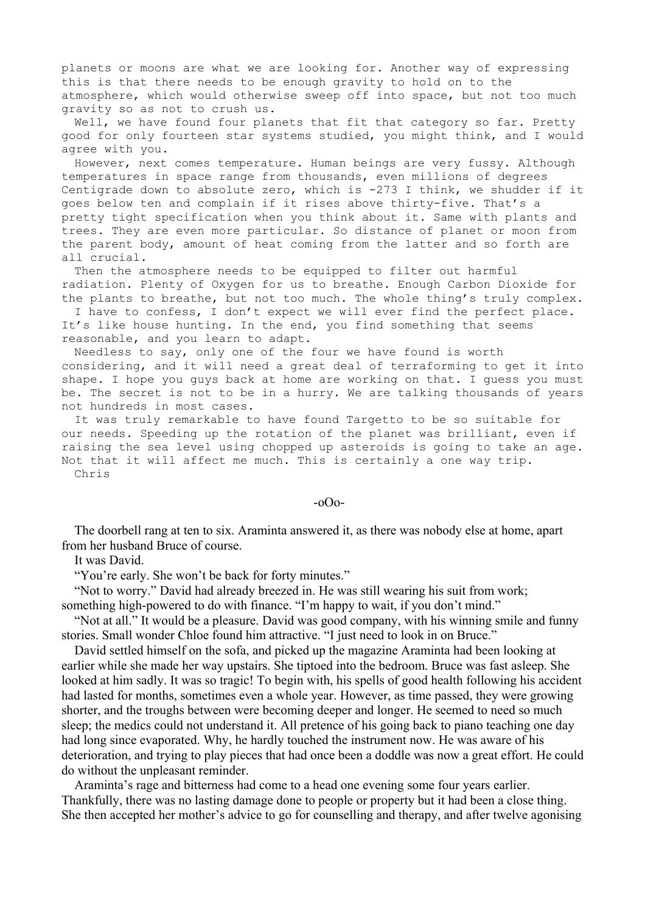planets or moons are what we are looking for. Another way of expressing this is that there needs to be enough gravity to hold on to the atmosphere, which would otherwise sweep off into space, but not too much gravity so as not to crush us.

Well, we have found four planets that fit that category so far. Pretty good for only fourteen star systems studied, you might think, and I would agree with you.

However, next comes temperature. Human beings are very fussy. Although temperatures in space range from thousands, even millions of degrees Centigrade down to absolute zero, which is -273 I think, we shudder if it goes below ten and complain if it rises above thirty-five. That's a pretty tight specification when you think about it. Same with plants and trees. They are even more particular. So distance of planet or moon from the parent body, amount of heat coming from the latter and so forth are all crucial.

Then the atmosphere needs to be equipped to filter out harmful radiation. Plenty of Oxygen for us to breathe. Enough Carbon Dioxide for the plants to breathe, but not too much. The whole thing's truly complex.

I have to confess, I don't expect we will ever find the perfect place. It's like house hunting. In the end, you find something that seems reasonable, and you learn to adapt.

Needless to say, only one of the four we have found is worth considering, and it will need a great deal of terraforming to get it into shape. I hope you guys back at home are working on that. I guess you must be. The secret is not to be in a hurry. We are talking thousands of years not hundreds in most cases.

It was truly remarkable to have found Targetto to be so suitable for our needs. Speeding up the rotation of the planet was brilliant, even if raising the sea level using chopped up asteroids is going to take an age. Not that it will affect me much. This is certainly a one way trip.

Chris

-oOo-

The doorbell rang at ten to six. Araminta answered it, as there was nobody else at home, apart from her husband Bruce of course.

It was David.

"You're early. She won't be back for forty minutes."

"Not to worry." David had already breezed in. He was still wearing his suit from work; something high-powered to do with finance. "I'm happy to wait, if you don't mind."

"Not at all." It would be a pleasure. David was good company, with his winning smile and funny stories. Small wonder Chloe found him attractive. "I just need to look in on Bruce."

David settled himself on the sofa, and picked up the magazine Araminta had been looking at earlier while she made her way upstairs. She tiptoed into the bedroom. Bruce was fast asleep. She looked at him sadly. It was so tragic! To begin with, his spells of good health following his accident had lasted for months, sometimes even a whole year. However, as time passed, they were growing shorter, and the troughs between were becoming deeper and longer. He seemed to need so much sleep; the medics could not understand it. All pretence of his going back to piano teaching one day had long since evaporated. Why, he hardly touched the instrument now. He was aware of his deterioration, and trying to play pieces that had once been a doddle was now a great effort. He could do without the unpleasant reminder.

Araminta's rage and bitterness had come to a head one evening some four years earlier. Thankfully, there was no lasting damage done to people or property but it had been a close thing. She then accepted her mother's advice to go for counselling and therapy, and after twelve agonising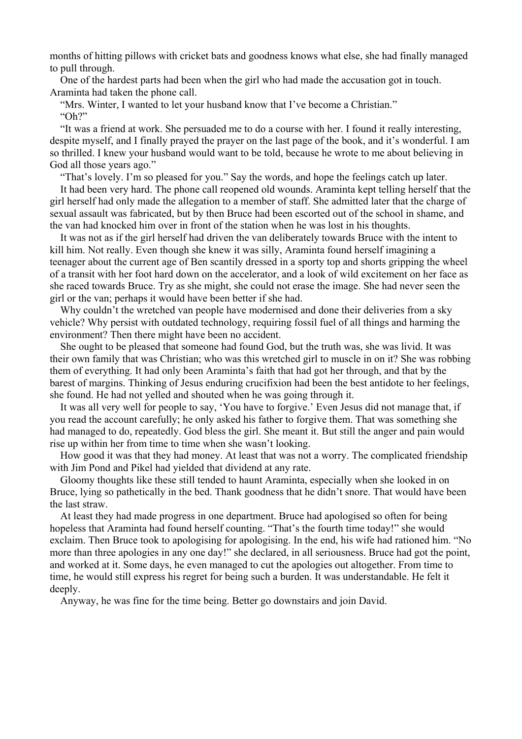months of hitting pillows with cricket bats and goodness knows what else, she had finally managed to pull through.

One of the hardest parts had been when the girl who had made the accusation got in touch. Araminta had taken the phone call.

"Mrs. Winter, I wanted to let your husband know that I've become a Christian."

"Oh?"

"It was a friend at work. She persuaded me to do a course with her. I found it really interesting, despite myself, and I finally prayed the prayer on the last page of the book, and it's wonderful. I am so thrilled. I knew your husband would want to be told, because he wrote to me about believing in God all those years ago."

"That's lovely. I'm so pleased for you." Say the words, and hope the feelings catch up later.

It had been very hard. The phone call reopened old wounds. Araminta kept telling herself that the girl herself had only made the allegation to a member of staff. She admitted later that the charge of sexual assault was fabricated, but by then Bruce had been escorted out of the school in shame, and the van had knocked him over in front of the station when he was lost in his thoughts.

It was not as if the girl herself had driven the van deliberately towards Bruce with the intent to kill him. Not really. Even though she knew it was silly, Araminta found herself imagining a teenager about the current age of Ben scantily dressed in a sporty top and shorts gripping the wheel of a transit with her foot hard down on the accelerator, and a look of wild excitement on her face as she raced towards Bruce. Try as she might, she could not erase the image. She had never seen the girl or the van; perhaps it would have been better if she had.

Why couldn't the wretched van people have modernised and done their deliveries from a sky vehicle? Why persist with outdated technology, requiring fossil fuel of all things and harming the environment? Then there might have been no accident.

She ought to be pleased that someone had found God, but the truth was, she was livid. It was their own family that was Christian; who was this wretched girl to muscle in on it? She was robbing them of everything. It had only been Araminta's faith that had got her through, and that by the barest of margins. Thinking of Jesus enduring crucifixion had been the best antidote to her feelings, she found. He had not yelled and shouted when he was going through it.

It was all very well for people to say, 'You have to forgive.' Even Jesus did not manage that, if you read the account carefully; he only asked his father to forgive them. That was something she had managed to do, repeatedly. God bless the girl. She meant it. But still the anger and pain would rise up within her from time to time when she wasn't looking.

How good it was that they had money. At least that was not a worry. The complicated friendship with Jim Pond and Pikel had yielded that dividend at any rate.

Gloomy thoughts like these still tended to haunt Araminta, especially when she looked in on Bruce, lying so pathetically in the bed. Thank goodness that he didn't snore. That would have been the last straw.

At least they had made progress in one department. Bruce had apologised so often for being hopeless that Araminta had found herself counting. "That's the fourth time today!" she would exclaim. Then Bruce took to apologising for apologising. In the end, his wife had rationed him. "No more than three apologies in any one day!" she declared, in all seriousness. Bruce had got the point, and worked at it. Some days, he even managed to cut the apologies out altogether. From time to time, he would still express his regret for being such a burden. It was understandable. He felt it deeply.

Anyway, he was fine for the time being. Better go downstairs and join David.